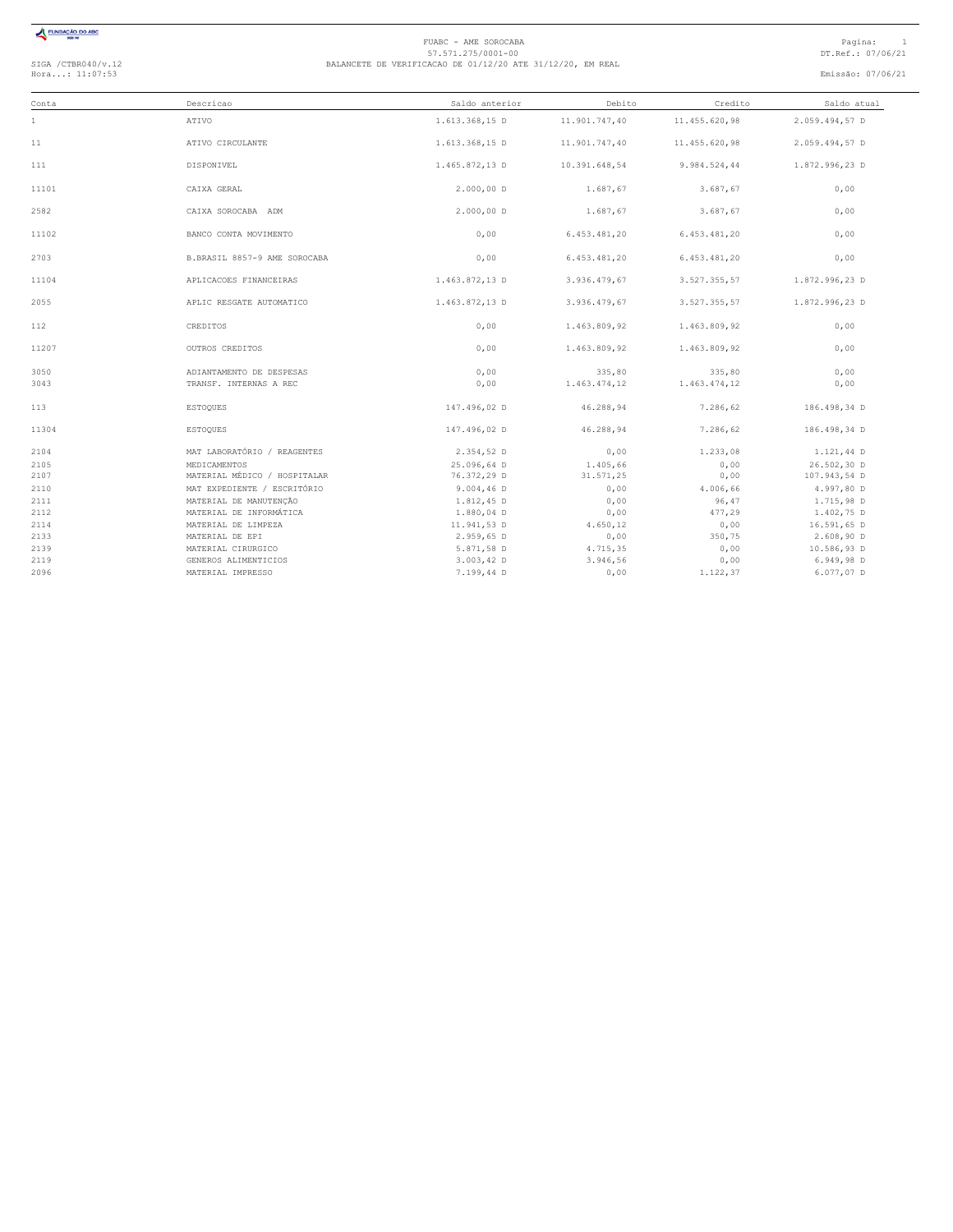FUABC - AME SOROCABA
57.571.275/0001-00

SIGA /CTBR040/v.12
Hora...: 11:07:53

BALANCETE DE VERIFICACAO DE 01/12/20 ATE 31/12/20, EM REAL

Pagina: 1
DT.Ref.: 07/06/21
Emissão: 07/06/21

| Conta | Descricao | Saldo anterior | Debito | Credito | Saldo atual |
|---|---|---|---|---|---|
| 1 | ATIVO | 1.613.368,15 D | 11.901.747,40 | 11.455.620,98 | 2.059.494,57 D |
| 11 | ATIVO CIRCULANTE | 1.613.368,15 D | 11.901.747,40 | 11.455.620,98 | 2.059.494,57 D |
| 111 | DISPONIVEL | 1.465.872,13 D | 10.391.648,54 | 9.984.524,44 | 1.872.996,23 D |
| 11101 | CAIXA GERAL | 2.000,00 D | 1.687,67 | 3.687,67 | 0,00 |
| 2582 | CAIXA SOROCABA ADM | 2.000,00 D | 1.687,67 | 3.687,67 | 0,00 |
| 11102 | BANCO CONTA MOVIMENTO | 0,00 | 6.453.481,20 | 6.453.481,20 | 0,00 |
| 2703 | B.BRASIL 8857-9 AME SOROCABA | 0,00 | 6.453.481,20 | 6.453.481,20 | 0,00 |
| 11104 | APLICACOES FINANCEIRAS | 1.463.872,13 D | 3.936.479,67 | 3.527.355,57 | 1.872.996,23 D |
| 2055 | APLIC RESGATE AUTOMATICO | 1.463.872,13 D | 3.936.479,67 | 3.527.355,57 | 1.872.996,23 D |
| 112 | CREDITOS | 0,00 | 1.463.809,92 | 1.463.809,92 | 0,00 |
| 11207 | OUTROS CREDITOS | 0,00 | 1.463.809,92 | 1.463.809,92 | 0,00 |
| 3050 | ADIANTAMENTO DE DESPESAS | 0,00 | 335,80 | 335,80 | 0,00 |
| 3043 | TRANSF. INTERNAS A REC | 0,00 | 1.463.474,12 | 1.463.474,12 | 0,00 |
| 113 | ESTOQUES | 147.496,02 D | 46.288,94 | 7.286,62 | 186.498,34 D |
| 11304 | ESTOQUES | 147.496,02 D | 46.288,94 | 7.286,62 | 186.498,34 D |
| 2104 | MAT LABORATÓRIO / REAGENTES | 2.354,52 D | 0,00 | 1.233,08 | 1.121,44 D |
| 2105 | MEDICAMENTOS | 25.096,64 D | 1.405,66 | 0,00 | 26.502,30 D |
| 2107 | MATERIAL MÉDICO / HOSPITALAR | 76.372,29 D | 31.571,25 | 0,00 | 107.943,54 D |
| 2110 | MAT EXPEDIENTE / ESCRITÓRIO | 9.004,46 D | 0,00 | 4.006,66 | 4.997,80 D |
| 2111 | MATERIAL DE MANUTENÇÃO | 1.812,45 D | 0,00 | 96,47 | 1.715,98 D |
| 2112 | MATERIAL DE INFORMÁTICA | 1.880,04 D | 0,00 | 477,29 | 1.402,75 D |
| 2114 | MATERIAL DE LIMPEZA | 11.941,53 D | 4.650,12 | 0,00 | 16.591,65 D |
| 2133 | MATERIAL DE EPI | 2.959,65 D | 0,00 | 350,75 | 2.608,90 D |
| 2139 | MATERIAL CIRURGICO | 5.871,58 D | 4.715,35 | 0,00 | 10.586,93 D |
| 2119 | GENEROS ALIMENTICIOS | 3.003,42 D | 3.946,56 | 0,00 | 6.949,98 D |
| 2096 | MATERIAL IMPRESSO | 7.199,44 D | 0,00 | 1.122,37 | 6.077,07 D |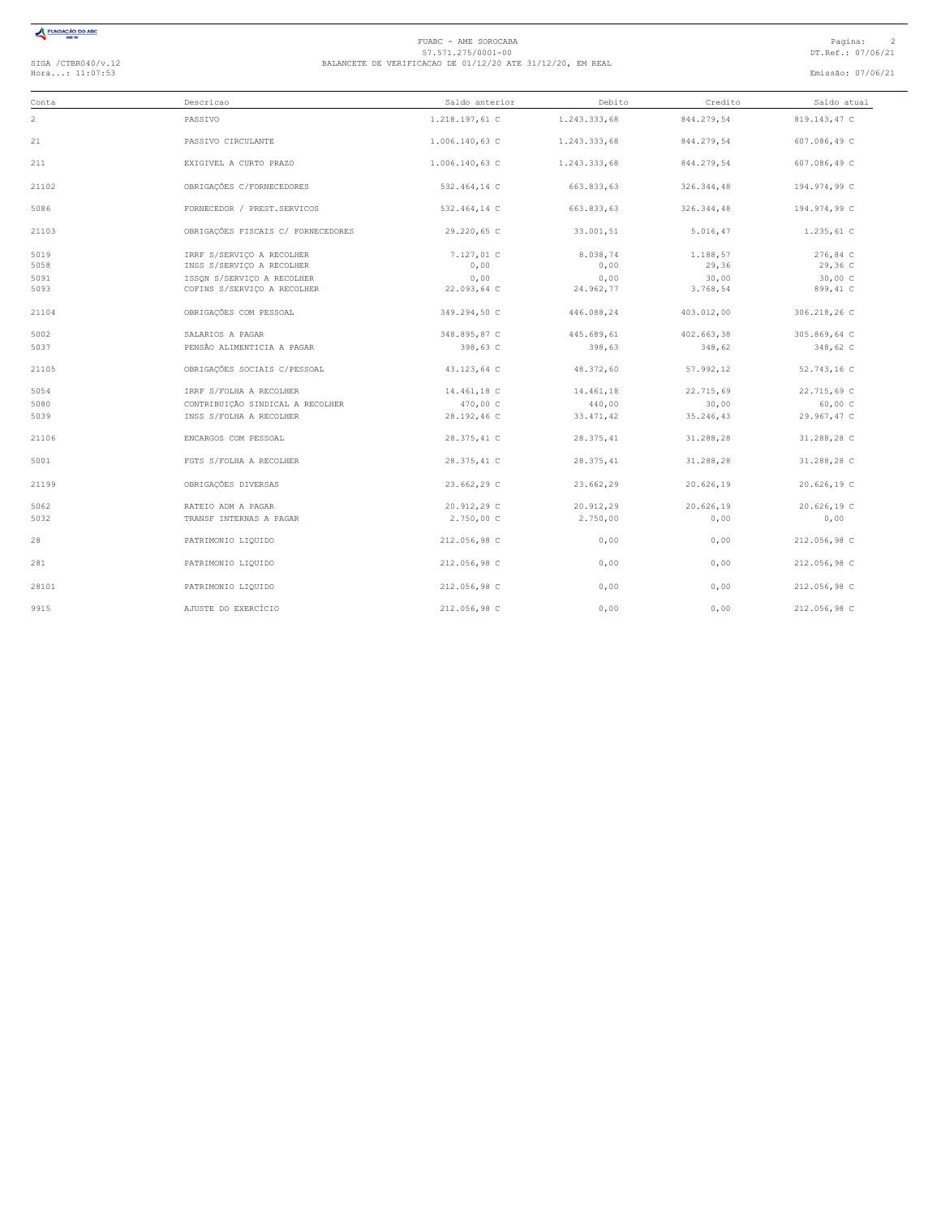FUABC - AME SOROCABA
57.571.275/0001-00
BALANCETE DE VERIFICACAO DE 01/12/20 ATE 31/12/20, EM REAL

SIGA /CTBR040/v.12
Hora...: 11:07:53

DT.Ref.: 07/06/21
Emissão: 07/06/21

| Conta | Descricao | Saldo anterior | Debito | Credito | Saldo atual |
|---|---|---|---|---|---|
| 2 | PASSIVO | 1.218.197,61 C | 1.243.333,68 | 844.279,54 | 819.143,47 C |
| 21 | PASSIVO CIRCULANTE | 1.006.140,63 C | 1.243.333,68 | 844.279,54 | 607.086,49 C |
| 211 | EXIGIVEL A CURTO PRAZO | 1.006.140,63 C | 1.243.333,68 | 844.279,54 | 607.086,49 C |
| 21102 | OBRIGAÇÕES C/FORNECEDORES | 532.464,14 C | 663.833,63 | 326.344,48 | 194.974,99 C |
| 5086 | FORNECEDOR / PREST.SERVICOS | 532.464,14 C | 663.833,63 | 326.344,48 | 194.974,99 C |
| 21103 | OBRIGAÇÕES FISCAIS C/ FORNECEDORES | 29.220,65 C | 33.001,51 | 5.016,47 | 1.235,61 C |
| 5019 | IRRF S/SERVIÇO A RECOLHER | 7.127,01 C | 8.038,74 | 1.188,57 | 276,84 C |
| 5058 | INSS S/SERVIÇO A RECOLHER | 0,00 | 0,00 | 29,36 | 29,36 C |
| 5091 | ISSQN S/SERVIÇO A RECOLHER | 0,00 | 0,00 | 30,00 | 30,00 C |
| 5093 | COFINS S/SERVIÇO A RECOLHER | 22.093,64 C | 24.962,77 | 3.768,54 | 899,41 C |
| 21104 | OBRIGAÇÕES COM PESSOAL | 349.294,50 C | 446.088,24 | 403.012,00 | 306.218,26 C |
| 5002 | SALARIOS A PAGAR | 348.895,87 C | 445.689,61 | 402.663,38 | 305.869,64 C |
| 5037 | PENSÃO ALIMENTICIA A PAGAR | 398,63 C | 398,63 | 348,62 | 348,62 C |
| 21105 | OBRIGAÇÕES SOCIAIS C/PESSOAL | 43.123,64 C | 48.372,60 | 57.992,12 | 52.743,16 C |
| 5054 | IRRF S/FOLHA A RECOLHER | 14.461,18 C | 14.461,18 | 22.715,69 | 22.715,69 C |
| 5080 | CONTRIBUIÇÃO SINDICAL A RECOLHER | 470,00 C | 440,00 | 30,00 | 60,00 C |
| 5039 | INSS S/FOLHA A RECOLHER | 28.192,46 C | 33.471,42 | 35.246,43 | 29.967,47 C |
| 21106 | ENCARGOS COM PESSOAL | 28.375,41 C | 28.375,41 | 31.288,28 | 31.288,28 C |
| 5001 | FGTS S/FOLHA A RECOLHER | 28.375,41 C | 28.375,41 | 31.288,28 | 31.288,28 C |
| 21199 | OBRIGAÇÕES DIVERSAS | 23.662,29 C | 23.662,29 | 20.626,19 | 20.626,19 C |
| 5062 | RATEIO ADM A PAGAR | 20.912,29 C | 20.912,29 | 20.626,19 | 20.626,19 C |
| 5032 | TRANSF INTERNAS A PAGAR | 2.750,00 C | 2.750,00 | 0,00 | 0,00 |
| 28 | PATRIMONIO LIQUIDO | 212.056,98 C | 0,00 | 0,00 | 212.056,98 C |
| 281 | PATRIMONIO LIQUIDO | 212.056,98 C | 0,00 | 0,00 | 212.056,98 C |
| 28101 | PATRIMONIO LIQUIDO | 212.056,98 C | 0,00 | 0,00 | 212.056,98 C |
| 9915 | AJUSTE DO EXERCÍCIO | 212.056,98 C | 0,00 | 0,00 | 212.056,98 C |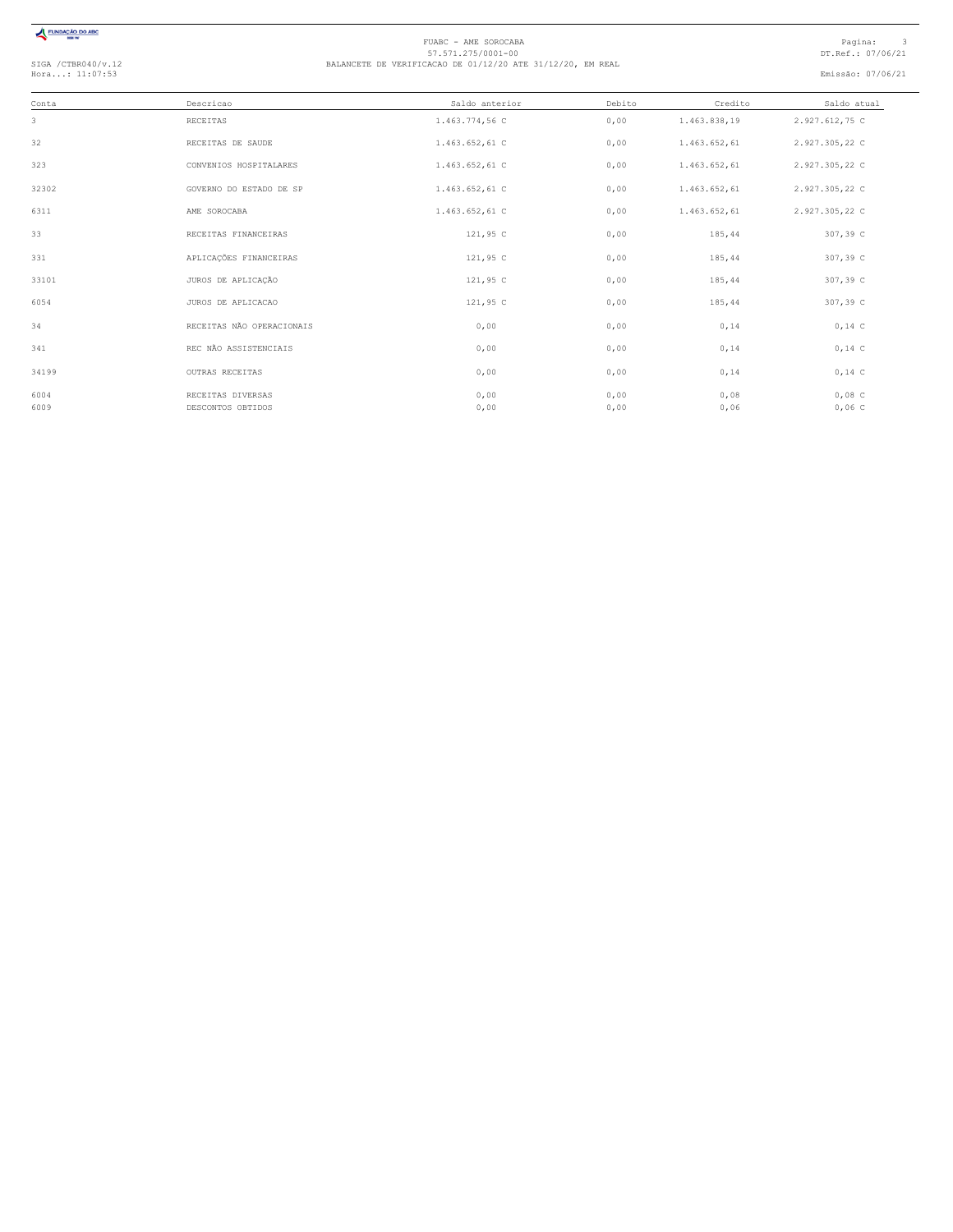FUABC - AME SOROCABA
57.571.275/0001-00
BALANCETE DE VERIFICACAO DE 01/12/20 ATE 31/12/20, EM REAL

SIGA /CTBR040/v.12
Hora...: 11:07:53

DT.Ref.: 07/06/21
Emissão: 07/06/21

| Conta | Descricao | Saldo anterior | Debito | Credito | Saldo atual |
|---|---|---|---|---|---|
| 3 | RECEITAS | 1.463.774,56 C | 0,00 | 1.463.838,19 | 2.927.612,75 C |
| 32 | RECEITAS DE SAUDE | 1.463.652,61 C | 0,00 | 1.463.652,61 | 2.927.305,22 C |
| 323 | CONVENIOS HOSPITALARES | 1.463.652,61 C | 0,00 | 1.463.652,61 | 2.927.305,22 C |
| 32302 | GOVERNO DO ESTADO DE SP | 1.463.652,61 C | 0,00 | 1.463.652,61 | 2.927.305,22 C |
| 6311 | AME SOROCABA | 1.463.652,61 C | 0,00 | 1.463.652,61 | 2.927.305,22 C |
| 33 | RECEITAS FINANCEIRAS | 121,95 C | 0,00 | 185,44 | 307,39 C |
| 331 | APLICAÇÕES FINANCEIRAS | 121,95 C | 0,00 | 185,44 | 307,39 C |
| 33101 | JUROS DE APLICAÇÃO | 121,95 C | 0,00 | 185,44 | 307,39 C |
| 6054 | JUROS DE APLICACAO | 121,95 C | 0,00 | 185,44 | 307,39 C |
| 34 | RECEITAS NÃO OPERACIONAIS | 0,00 | 0,00 | 0,14 | 0,14 C |
| 341 | REC NÃO ASSISTENCIAIS | 0,00 | 0,00 | 0,14 | 0,14 C |
| 34199 | OUTRAS RECEITAS | 0,00 | 0,00 | 0,14 | 0,14 C |
| 6004 | RECEITAS DIVERSAS | 0,00 | 0,00 | 0,08 | 0,08 C |
| 6009 | DESCONTOS OBTIDOS | 0,00 | 0,00 | 0,06 | 0,06 C |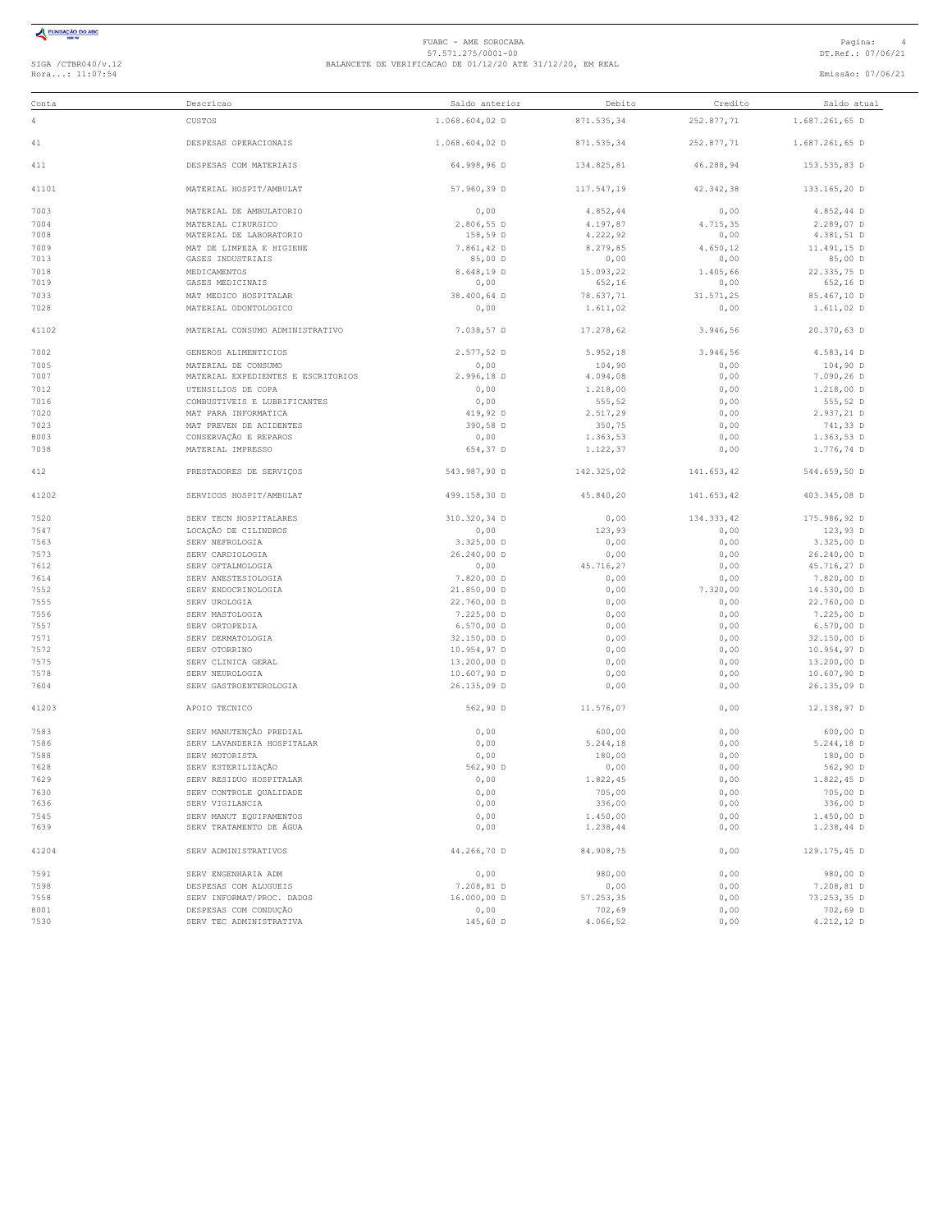FUABC - AME SOROCABA
57.571.275/0001-00
BALANCETE DE VERIFICACAO DE 01/12/20 ATE 31/12/20, EM REAL

SIGA /CTBR040/v.12
Hora...: 11:07:54

DT.Ref.: 07/06/21
Emissão: 07/06/21

| Conta | Descricao | Saldo anterior | Debito | Credito | Saldo atual |
|---|---|---|---|---|---|
| 4 | CUSTOS | 1.068.604,02 D | 871.535,34 | 252.877,71 | 1.687.261,65 D |
| 41 | DESPESAS OPERACIONAIS | 1.068.604,02 D | 871.535,34 | 252.877,71 | 1.687.261,65 D |
| 411 | DESPESAS COM MATERIAIS | 64.998,96 D | 134.825,81 | 46.288,94 | 153.535,83 D |
| 41101 | MATERIAL HOSPIT/AMBULAT | 57.960,39 D | 117.547,19 | 42.342,38 | 133.165,20 D |
| 7003 | MATERIAL DE AMBULATORIO | 0,00 | 4.852,44 | 0,00 | 4.852,44 D |
| 7004 | MATERIAL CIRURGICO | 2.806,55 D | 4.197,87 | 4.715,35 | 2.289,07 D |
| 7008 | MATERIAL DE LABORATORIO | 158,59 D | 4.222,92 | 0,00 | 4.381,51 D |
| 7009 | MAT DE LIMPEZA E HIGIENE | 7.861,42 D | 8.279,85 | 4.650,12 | 11.491,15 D |
| 7013 | GASES INDUSTRIAIS | 85,00 D | 0,00 | 0,00 | 85,00 D |
| 7018 | MEDICAMENTOS | 8.648,19 D | 15.093,22 | 1.405,66 | 22.335,75 D |
| 7019 | GASES MEDICINAIS | 0,00 | 652,16 | 0,00 | 652,16 D |
| 7033 | MAT MEDICO HOSPITALAR | 38.400,64 D | 78.637,71 | 31.571,25 | 85.467,10 D |
| 7028 | MATERIAL ODONTOLOGICO | 0,00 | 1.611,02 | 0,00 | 1.611,02 D |
| 41102 | MATERIAL CONSUMO ADMINISTRATIVO | 7.038,57 D | 17.278,62 | 3.946,56 | 20.370,63 D |
| 7002 | GENEROS ALIMENTICIOS | 2.577,52 D | 5.952,18 | 3.946,56 | 4.583,14 D |
| 7005 | MATERIAL DE CONSUMO | 0,00 | 104,90 | 0,00 | 104,90 D |
| 7007 | MATERIAL EXPEDIENTES E ESCRITORIOS | 2.996,18 D | 4.094,08 | 0,00 | 7.090,26 D |
| 7012 | UTENSILIOS DE COPA | 0,00 | 1.218,00 | 0,00 | 1.218,00 D |
| 7016 | COMBUSTIVEIS E LUBRIFICANTES | 0,00 | 555,52 | 0,00 | 555,52 D |
| 7020 | MAT PARA INFORMATICA | 419,92 D | 2.517,29 | 0,00 | 2.937,21 D |
| 7023 | MAT PREVEN DE ACIDENTES | 390,58 D | 350,75 | 0,00 | 741,33 D |
| 8003 | CONSERVAÇÃO E REPAROS | 0,00 | 1.363,53 | 0,00 | 1.363,53 D |
| 7038 | MATERIAL IMPRESSO | 654,37 D | 1.122,37 | 0,00 | 1.776,74 D |
| 412 | PRESTADORES DE SERVIÇOS | 543.987,90 D | 142.325,02 | 141.653,42 | 544.659,50 D |
| 41202 | SERVICOS HOSPIT/AMBULAT | 499.158,30 D | 45.840,20 | 141.653,42 | 403.345,08 D |
| 7520 | SERV TECN HOSPITALARES | 310.320,34 D | 0,00 | 134.333,42 | 175.986,92 D |
| 7547 | LOCAÇÃO DE CILINDROS | 0,00 | 123,93 | 0,00 | 123,93 D |
| 7563 | SERV NEFROLOGIA | 3.325,00 D | 0,00 | 0,00 | 3.325,00 D |
| 7573 | SERV CARDIOLOGIA | 26.240,00 D | 0,00 | 0,00 | 26.240,00 D |
| 7612 | SERV OFTALMOLOGIA | 0,00 | 45.716,27 | 0,00 | 45.716,27 D |
| 7614 | SERV ANESTESIOLOGIA | 7.820,00 D | 0,00 | 0,00 | 7.820,00 D |
| 7552 | SERV ENDOCRINOLOGIA | 21.850,00 D | 0,00 | 7.320,00 | 14.530,00 D |
| 7555 | SERV UROLOGIA | 22.760,00 D | 0,00 | 0,00 | 22.760,00 D |
| 7556 | SERV MASTOLOGIA | 7.225,00 D | 0,00 | 0,00 | 7.225,00 D |
| 7557 | SERV ORTOPEDIA | 6.570,00 D | 0,00 | 0,00 | 6.570,00 D |
| 7571 | SERV DERMATOLOGIA | 32.150,00 D | 0,00 | 0,00 | 32.150,00 D |
| 7572 | SERV OTORRINO | 10.954,97 D | 0,00 | 0,00 | 10.954,97 D |
| 7575 | SERV CLINICA GERAL | 13.200,00 D | 0,00 | 0,00 | 13.200,00 D |
| 7578 | SERV NEUROLOGIA | 10.607,90 D | 0,00 | 0,00 | 10.607,90 D |
| 7604 | SERV GASTROENTEROLOGIA | 26.135,09 D | 0,00 | 0,00 | 26.135,09 D |
| 41203 | APOIO TECNICO | 562,90 D | 11.576,07 | 0,00 | 12.138,97 D |
| 7583 | SERV MANUTENÇÃO PREDIAL | 0,00 | 600,00 | 0,00 | 600,00 D |
| 7586 | SERV LAVANDERIA HOSPITALAR | 0,00 | 5.244,18 | 0,00 | 5.244,18 D |
| 7588 | SERV MOTORISTA | 0,00 | 180,00 | 0,00 | 180,00 D |
| 7628 | SERV ESTERILIZAÇÃO | 562,90 D | 0,00 | 0,00 | 562,90 D |
| 7629 | SERV RESIDUO HOSPITALAR | 0,00 | 1.822,45 | 0,00 | 1.822,45 D |
| 7630 | SERV CONTROLE QUALIDADE | 0,00 | 705,00 | 0,00 | 705,00 D |
| 7636 | SERV VIGILANCIA | 0,00 | 336,00 | 0,00 | 336,00 D |
| 7545 | SERV MANUT EQUIPAMENTOS | 0,00 | 1.450,00 | 0,00 | 1.450,00 D |
| 7639 | SERV TRATAMENTO DE ÁGUA | 0,00 | 1.238,44 | 0,00 | 1.238,44 D |
| 41204 | SERV ADMINISTRATIVOS | 44.266,70 D | 84.908,75 | 0,00 | 129.175,45 D |
| 7591 | SERV ENGENHARIA ADM | 0,00 | 980,00 | 0,00 | 980,00 D |
| 7598 | DESPESAS COM ALUGUEIS | 7.208,81 D | 0,00 | 0,00 | 7.208,81 D |
| 7558 | SERV INFORMAT/PROC. DADOS | 16.000,00 D | 57.253,35 | 0,00 | 73.253,35 D |
| 8001 | DESPESAS COM CONDUÇÃO | 0,00 | 702,69 | 0,00 | 702,69 D |
| 7530 | SERV TEC ADMINISTRATIVA | 145,60 D | 4.066,52 | 0,00 | 4.212,12 D |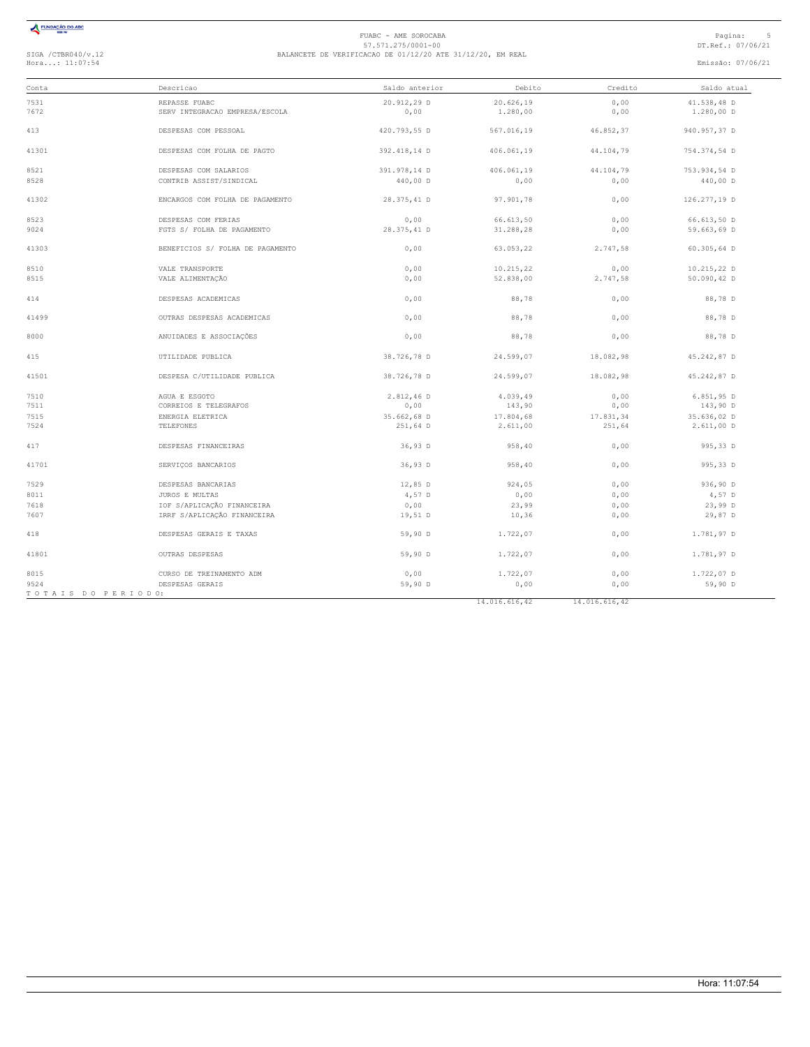FUABC - AME SOROCABA
57.571.275/0001-00
BALANCETE DE VERIFICACAO DE 01/12/20 ATE 31/12/20, EM REAL

SIGA /CTBR040/v.12
Hora...: 11:07:54

DT.Ref.: 07/06/21
Emissão: 07/06/21

| Conta | Descricao | Saldo anterior | Debito | Credito | Saldo atual |
|---|---|---|---|---|---|
| 7531 | REPASSE FUABC | 20.912,29 D | 20.626,19 | 0,00 | 41.538,48 D |
| 7672 | SERV INTEGRACAO EMPRESA/ESCOLA | 0,00 | 1.280,00 | 0,00 | 1.280,00 D |
| 413 | DESPESAS COM PESSOAL | 420.793,55 D | 567.016,19 | 46.852,37 | 940.957,37 D |
| 41301 | DESPESAS COM FOLHA DE PAGTO | 392.418,14 D | 406.061,19 | 44.104,79 | 754.374,54 D |
| 8521 | DESPESAS COM SALARIOS | 391.978,14 D | 406.061,19 | 44.104,79 | 753.934,54 D |
| 8528 | CONTRIB ASSIST/SINDICAL | 440,00 D | 0,00 | 0,00 | 440,00 D |
| 41302 | ENCARGOS COM FOLHA DE PAGAMENTO | 28.375,41 D | 97.901,78 | 0,00 | 126.277,19 D |
| 8523 | DESPESAS COM FERIAS | 0,00 | 66.613,50 | 0,00 | 66.613,50 D |
| 9024 | FGTS S/ FOLHA DE PAGAMENTO | 28.375,41 D | 31.288,28 | 0,00 | 59.663,69 D |
| 41303 | BENEFICIOS S/ FOLHA DE PAGAMENTO | 0,00 | 63.053,22 | 2.747,58 | 60.305,64 D |
| 8510 | VALE TRANSPORTE | 0,00 | 10.215,22 | 0,00 | 10.215,22 D |
| 8515 | VALE ALIMENTAÇÃO | 0,00 | 52.838,00 | 2.747,58 | 50.090,42 D |
| 414 | DESPESAS ACADEMICAS | 0,00 | 88,78 | 0,00 | 88,78 D |
| 41499 | OUTRAS DESPESAS ACADEMICAS | 0,00 | 88,78 | 0,00 | 88,78 D |
| 8000 | ANUIDADES E ASSOCIAÇÕES | 0,00 | 88,78 | 0,00 | 88,78 D |
| 415 | UTILIDADE PUBLICA | 38.726,78 D | 24.599,07 | 18.082,98 | 45.242,87 D |
| 41501 | DESPESA C/UTILIDADE PUBLICA | 38.726,78 D | 24.599,07 | 18.082,98 | 45.242,87 D |
| 7510 | AGUA E ESGOTO | 2.812,46 D | 4.039,49 | 0,00 | 6.851,95 D |
| 7511 | CORREIOS E TELEGRAFOS | 0,00 | 143,90 | 0,00 | 143,90 D |
| 7515 | ENERGIA ELETRICA | 35.662,68 D | 17.804,68 | 17.831,34 | 35.636,02 D |
| 7524 | TELEFONES | 251,64 D | 2.611,00 | 251,64 | 2.611,00 D |
| 417 | DESPESAS FINANCEIRAS | 36,93 D | 958,40 | 0,00 | 995,33 D |
| 41701 | SERVIÇOS BANCARIOS | 36,93 D | 958,40 | 0,00 | 995,33 D |
| 7529 | DESPESAS BANCARIAS | 12,85 D | 924,05 | 0,00 | 936,90 D |
| 8011 | JUROS E MULTAS | 4,57 D | 0,00 | 0,00 | 4,57 D |
| 7618 | IOF S/APLICAÇÃO FINANCEIRA | 0,00 | 23,99 | 0,00 | 23,99 D |
| 7607 | IRRF S/APLICAÇÃO FINANCEIRA | 19,51 D | 10,36 | 0,00 | 29,87 D |
| 418 | DESPESAS GERAIS E TAXAS | 59,90 D | 1.722,07 | 0,00 | 1.781,97 D |
| 41801 | OUTRAS DESPESAS | 59,90 D | 1.722,07 | 0,00 | 1.781,97 D |
| 8015 | CURSO DE TREINAMENTO ADM | 0,00 | 1.722,07 | 0,00 | 1.722,07 D |
| 9524 | DESPESAS GERAIS | 59,90 D | 0,00 | 0,00 | 59,90 D |
| T O T A I S D O P E R I O D O: | | | 14.016.616,42 | 14.016.616,42 | |